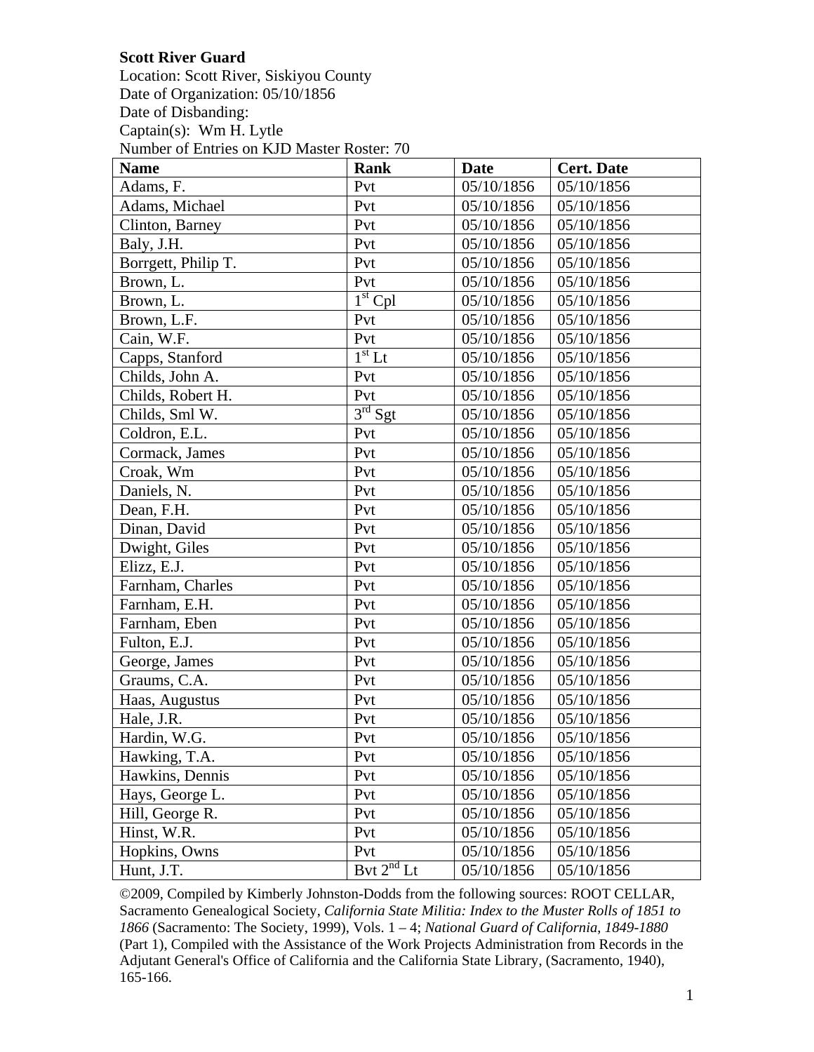**Scott River Guard**

Location: Scott River, Siskiyou County
Date of Organization: 05/10/1856
Date of Disbanding:
Captain(s): Wm H. Lytle
Number of Entries on KJD Master Roster: 70

| Name | Rank | Date | Cert. Date |
|---|---|---|---|
| Adams, F. | Pvt | 05/10/1856 | 05/10/1856 |
| Adams, Michael | Pvt | 05/10/1856 | 05/10/1856 |
| Clinton, Barney | Pvt | 05/10/1856 | 05/10/1856 |
| Baly, J.H. | Pvt | 05/10/1856 | 05/10/1856 |
| Borrgett, Philip T. | Pvt | 05/10/1856 | 05/10/1856 |
| Brown, L. | Pvt | 05/10/1856 | 05/10/1856 |
| Brown, L. | 1st Cpl | 05/10/1856 | 05/10/1856 |
| Brown, L.F. | Pvt | 05/10/1856 | 05/10/1856 |
| Cain, W.F. | Pvt | 05/10/1856 | 05/10/1856 |
| Capps, Stanford | 1st Lt | 05/10/1856 | 05/10/1856 |
| Childs, John A. | Pvt | 05/10/1856 | 05/10/1856 |
| Childs, Robert H. | Pvt | 05/10/1856 | 05/10/1856 |
| Childs, Sml W. | 3rd Sgt | 05/10/1856 | 05/10/1856 |
| Coldron, E.L. | Pvt | 05/10/1856 | 05/10/1856 |
| Cormack, James | Pvt | 05/10/1856 | 05/10/1856 |
| Croak, Wm | Pvt | 05/10/1856 | 05/10/1856 |
| Daniels, N. | Pvt | 05/10/1856 | 05/10/1856 |
| Dean, F.H. | Pvt | 05/10/1856 | 05/10/1856 |
| Dinan, David | Pvt | 05/10/1856 | 05/10/1856 |
| Dwight, Giles | Pvt | 05/10/1856 | 05/10/1856 |
| Elizz, E.J. | Pvt | 05/10/1856 | 05/10/1856 |
| Farnham, Charles | Pvt | 05/10/1856 | 05/10/1856 |
| Farnham, E.H. | Pvt | 05/10/1856 | 05/10/1856 |
| Farnham, Eben | Pvt | 05/10/1856 | 05/10/1856 |
| Fulton, E.J. | Pvt | 05/10/1856 | 05/10/1856 |
| George, James | Pvt | 05/10/1856 | 05/10/1856 |
| Graums, C.A. | Pvt | 05/10/1856 | 05/10/1856 |
| Haas, Augustus | Pvt | 05/10/1856 | 05/10/1856 |
| Hale, J.R. | Pvt | 05/10/1856 | 05/10/1856 |
| Hardin, W.G. | Pvt | 05/10/1856 | 05/10/1856 |
| Hawking, T.A. | Pvt | 05/10/1856 | 05/10/1856 |
| Hawkins, Dennis | Pvt | 05/10/1856 | 05/10/1856 |
| Hays, George L. | Pvt | 05/10/1856 | 05/10/1856 |
| Hill, George R. | Pvt | 05/10/1856 | 05/10/1856 |
| Hinst, W.R. | Pvt | 05/10/1856 | 05/10/1856 |
| Hopkins, Owns | Pvt | 05/10/1856 | 05/10/1856 |
| Hunt, J.T. | Bvt 2nd Lt | 05/10/1856 | 05/10/1856 |

©2009, Compiled by Kimberly Johnston-Dodds from the following sources: ROOT CELLAR, Sacramento Genealogical Society, *California State Militia: Index to the Muster Rolls of 1851 to 1866* (Sacramento: The Society, 1999), Vols. 1 – 4; *National Guard of California, 1849-1880* (Part 1), Compiled with the Assistance of the Work Projects Administration from Records in the Adjutant General's Office of California and the California State Library, (Sacramento, 1940), 165-166.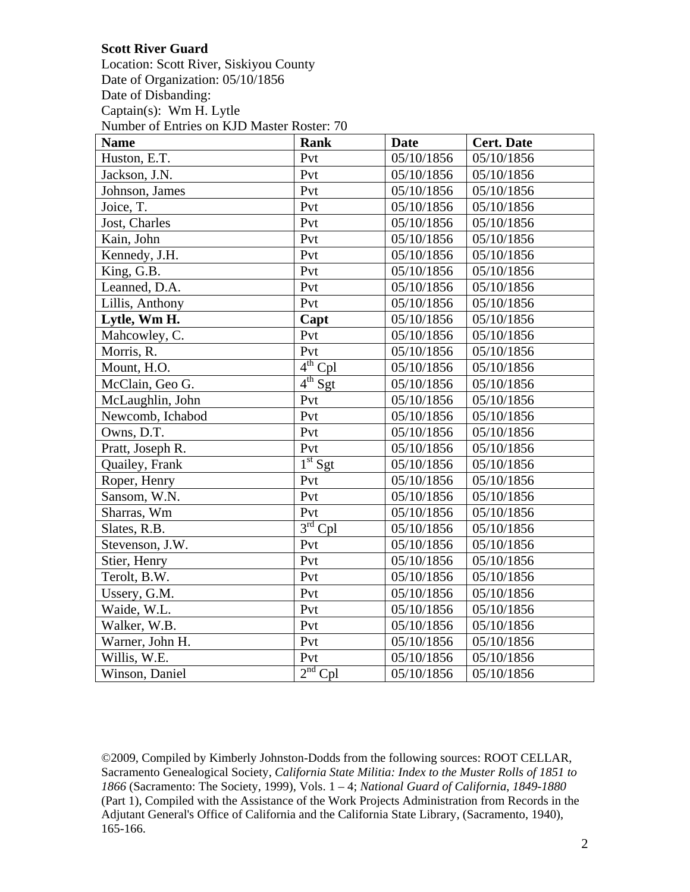**Scott River Guard**

Location: Scott River, Siskiyou County
Date of Organization: 05/10/1856
Date of Disbanding:
Captain(s): Wm H. Lytle
Number of Entries on KJD Master Roster: 70

| Name | Rank | Date | Cert. Date |
|---|---|---|---|
| Huston, E.T. | Pvt | 05/10/1856 | 05/10/1856 |
| Jackson, J.N. | Pvt | 05/10/1856 | 05/10/1856 |
| Johnson, James | Pvt | 05/10/1856 | 05/10/1856 |
| Joice, T. | Pvt | 05/10/1856 | 05/10/1856 |
| Jost, Charles | Pvt | 05/10/1856 | 05/10/1856 |
| Kain, John | Pvt | 05/10/1856 | 05/10/1856 |
| Kennedy, J.H. | Pvt | 05/10/1856 | 05/10/1856 |
| King, G.B. | Pvt | 05/10/1856 | 05/10/1856 |
| Leanned, D.A. | Pvt | 05/10/1856 | 05/10/1856 |
| Lillis, Anthony | Pvt | 05/10/1856 | 05/10/1856 |
| **Lytle, Wm H.** | **Capt** | 05/10/1856 | 05/10/1856 |
| Mahcowley, C. | Pvt | 05/10/1856 | 05/10/1856 |
| Morris, R. | Pvt | 05/10/1856 | 05/10/1856 |
| Mount, H.O. | 4th Cpl | 05/10/1856 | 05/10/1856 |
| McClain, Geo G. | 4th Sgt | 05/10/1856 | 05/10/1856 |
| McLaughlin, John | Pvt | 05/10/1856 | 05/10/1856 |
| Newcomb, Ichabod | Pvt | 05/10/1856 | 05/10/1856 |
| Owns, D.T. | Pvt | 05/10/1856 | 05/10/1856 |
| Pratt, Joseph R. | Pvt | 05/10/1856 | 05/10/1856 |
| Quailey, Frank | 1st Sgt | 05/10/1856 | 05/10/1856 |
| Roper, Henry | Pvt | 05/10/1856 | 05/10/1856 |
| Sansom, W.N. | Pvt | 05/10/1856 | 05/10/1856 |
| Sharras, Wm | Pvt | 05/10/1856 | 05/10/1856 |
| Slates, R.B. | 3rd Cpl | 05/10/1856 | 05/10/1856 |
| Stevenson, J.W. | Pvt | 05/10/1856 | 05/10/1856 |
| Stier, Henry | Pvt | 05/10/1856 | 05/10/1856 |
| Terolt, B.W. | Pvt | 05/10/1856 | 05/10/1856 |
| Ussery, G.M. | Pvt | 05/10/1856 | 05/10/1856 |
| Waide, W.L. | Pvt | 05/10/1856 | 05/10/1856 |
| Walker, W.B. | Pvt | 05/10/1856 | 05/10/1856 |
| Warner, John H. | Pvt | 05/10/1856 | 05/10/1856 |
| Willis, W.E. | Pvt | 05/10/1856 | 05/10/1856 |
| Winson, Daniel | 2nd Cpl | 05/10/1856 | 05/10/1856 |

©2009, Compiled by Kimberly Johnston-Dodds from the following sources: ROOT CELLAR, Sacramento Genealogical Society, *California State Militia: Index to the Muster Rolls of 1851 to 1866* (Sacramento: The Society, 1999), Vols. 1 – 4; *National Guard of California, 1849-1880* (Part 1), Compiled with the Assistance of the Work Projects Administration from Records in the Adjutant General's Office of California and the California State Library, (Sacramento, 1940), 165-166.